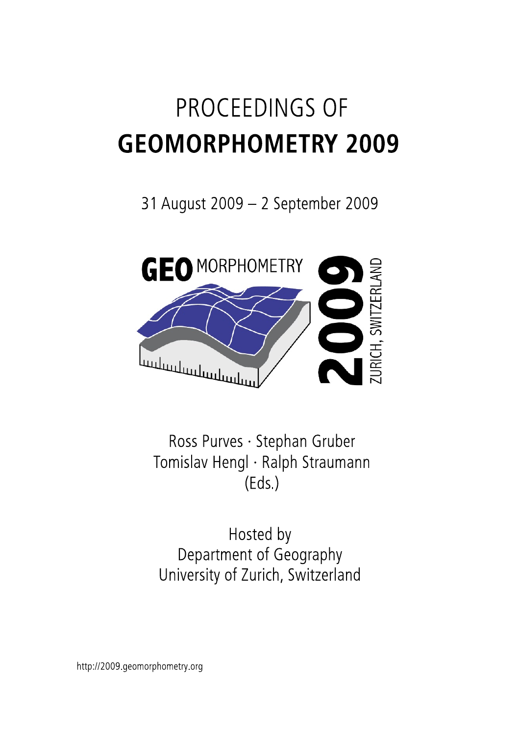# PROCEEDINGS OF
# GEOMORPHOMETRY 2009

31 August 2009 – 2 September 2009

Ross Purves · Stephan Gruber
Tomislav Hengl · Ralph Straumann
(Eds.)

Hosted by
Department of Geography
University of Zurich, Switzerland

http://2009.geomorphometry.org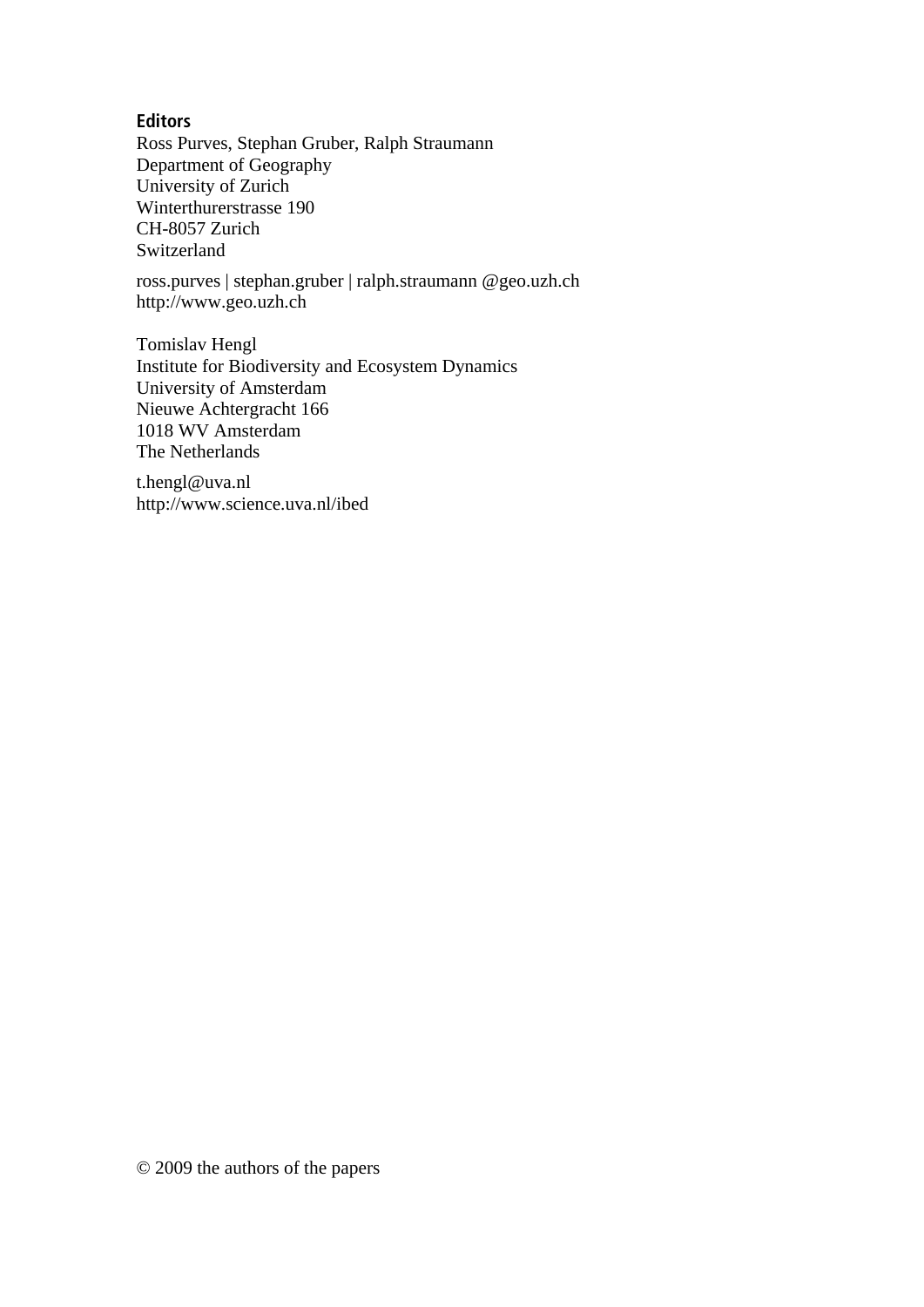## Editors

Ross Purves, Stephan Gruber, Ralph Straumann
Department of Geography
University of Zurich
Winterthurerstrasse 190
CH-8057 Zurich
Switzerland

ross.purves | stephan.gruber | ralph.straumann @geo.uzh.ch
http://www.geo.uzh.ch

Tomislav Hengl
Institute for Biodiversity and Ecosystem Dynamics
University of Amsterdam
Nieuwe Achtergracht 166
1018 WV Amsterdam
The Netherlands

t.hengl@uva.nl
http://www.science.uva.nl/ibed

© 2009 the authors of the papers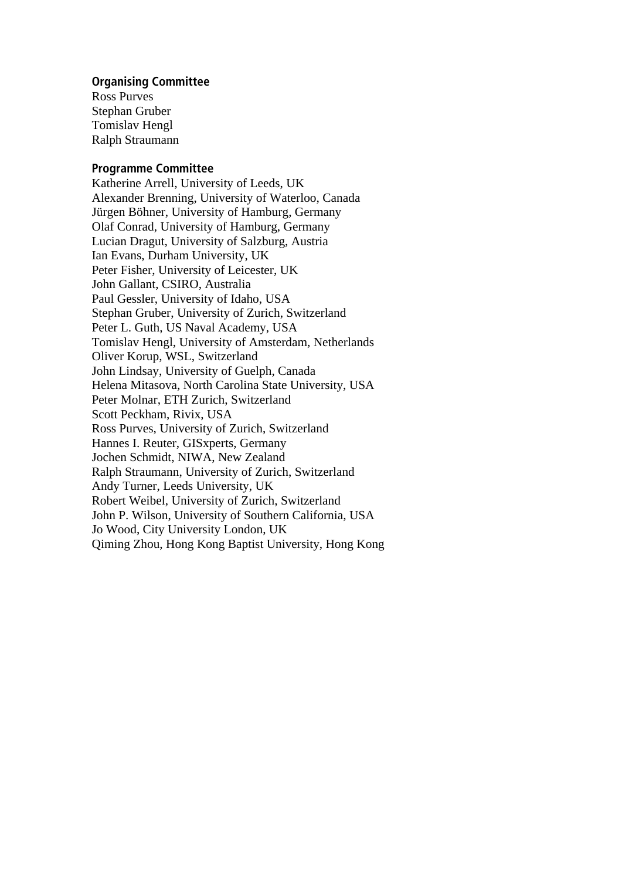## Organising Committee

Ross Purves
Stephan Gruber
Tomislav Hengl
Ralph Straumann

## Programme Committee

Katherine Arrell, University of Leeds, UK
Alexander Brenning, University of Waterloo, Canada
Jürgen Böhner, University of Hamburg, Germany
Olaf Conrad, University of Hamburg, Germany
Lucian Dragut, University of Salzburg, Austria
Ian Evans, Durham University, UK
Peter Fisher, University of Leicester, UK
John Gallant, CSIRO, Australia
Paul Gessler, University of Idaho, USA
Stephan Gruber, University of Zurich, Switzerland
Peter L. Guth, US Naval Academy, USA
Tomislav Hengl, University of Amsterdam, Netherlands
Oliver Korup, WSL, Switzerland
John Lindsay, University of Guelph, Canada
Helena Mitasova, North Carolina State University, USA
Peter Molnar, ETH Zurich, Switzerland
Scott Peckham, Rivix, USA
Ross Purves, University of Zurich, Switzerland
Hannes I. Reuter, GISxperts, Germany
Jochen Schmidt, NIWA, New Zealand
Ralph Straumann, University of Zurich, Switzerland
Andy Turner, Leeds University, UK
Robert Weibel, University of Zurich, Switzerland
John P. Wilson, University of Southern California, USA
Jo Wood, City University London, UK
Qiming Zhou, Hong Kong Baptist University, Hong Kong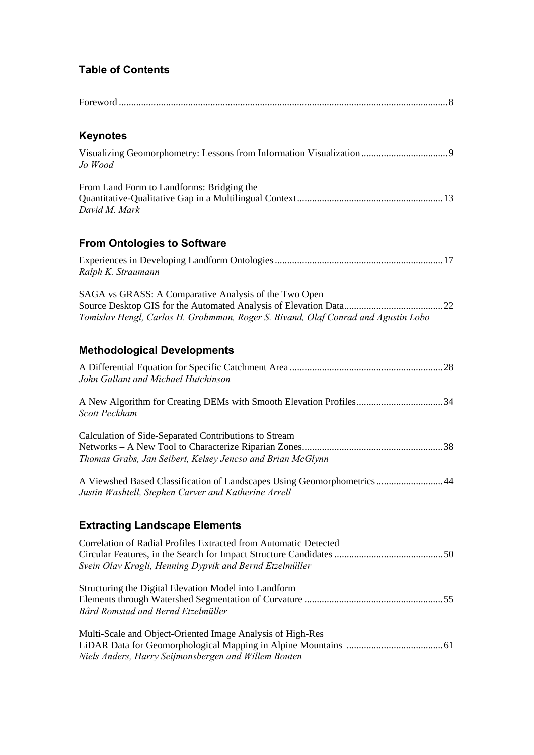## Table of Contents

Foreword ... 8

### Keynotes

Visualizing Geomorphometry: Lessons from Information Visualization ... 9
*Jo Wood*

From Land Form to Landforms: Bridging the Quantitative-Qualitative Gap in a Multilingual Context ... 13
*David M. Mark*

### From Ontologies to Software

Experiences in Developing Landform Ontologies ... 17
*Ralph K. Straumann*

SAGA vs GRASS: A Comparative Analysis of the Two Open Source Desktop GIS for the Automated Analysis of Elevation Data ... 22
*Tomislav Hengl, Carlos H. Grohmman, Roger S. Bivand, Olaf Conrad and Agustin Lobo*

### Methodological Developments

A Differential Equation for Specific Catchment Area ... 28
*John Gallant and Michael Hutchinson*

A New Algorithm for Creating DEMs with Smooth Elevation Profiles ... 34
*Scott Peckham*

Calculation of Side-Separated Contributions to Stream Networks – A New Tool to Characterize Riparian Zones ... 38
*Thomas Grabs, Jan Seibert, Kelsey Jencso and Brian McGlynn*

A Viewshed Based Classification of Landscapes Using Geomorphometrics ... 44
*Justin Washtell, Stephen Carver and Katherine Arrell*

### Extracting Landscape Elements

Correlation of Radial Profiles Extracted from Automatic Detected Circular Features, in the Search for Impact Structure Candidates ... 50
*Svein Olav Krøgli, Henning Dypvik and Bernd Etzelmüller*

Structuring the Digital Elevation Model into Landform Elements through Watershed Segmentation of Curvature ... 55
*Bård Romstad and Bernd Etzelmüller*

Multi-Scale and Object-Oriented Image Analysis of High-Res LiDAR Data for Geomorphological Mapping in Alpine Mountains ... 61
*Niels Anders, Harry Seijmonsbergen and Willem Bouten*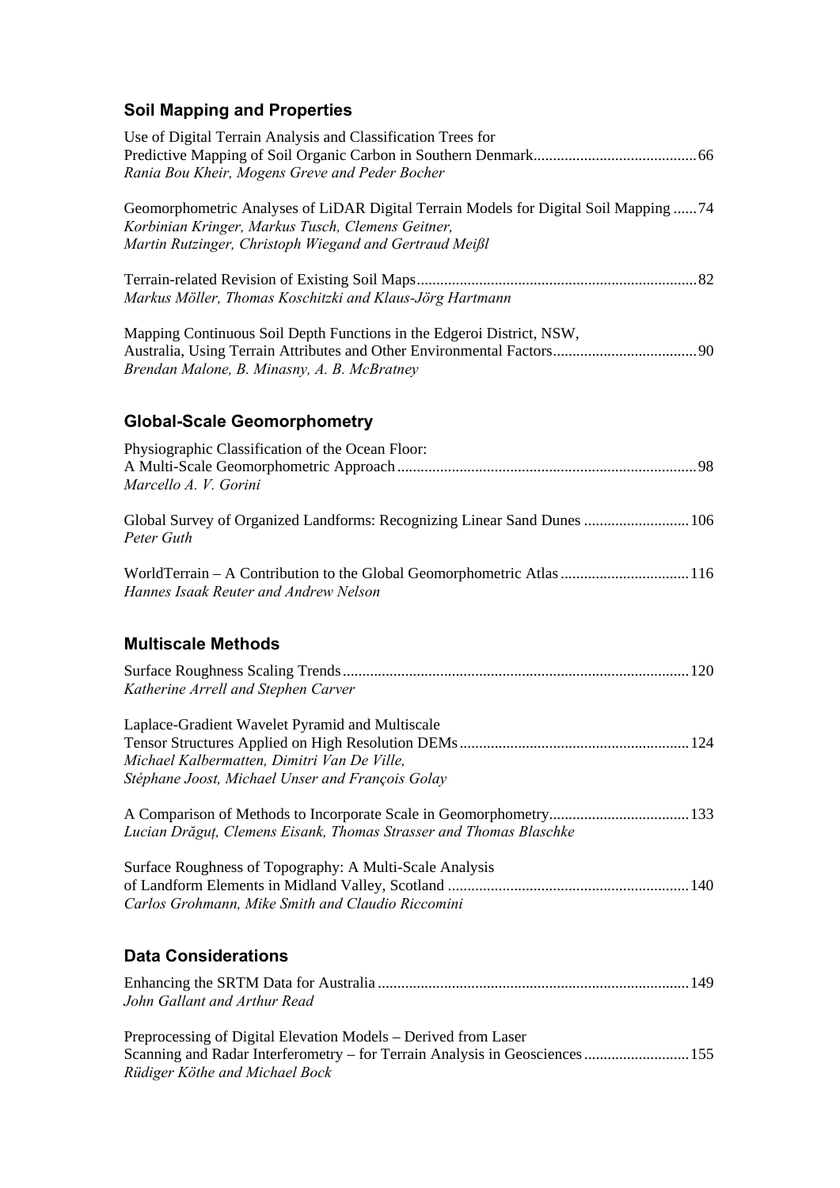## Soil Mapping and Properties

Use of Digital Terrain Analysis and Classification Trees for Predictive Mapping of Soil Organic Carbon in Southern Denmark ........................................ 66
*Rania Bou Kheir, Mogens Greve and Peder Bocher*

Geomorphometric Analyses of LiDAR Digital Terrain Models for Digital Soil Mapping ...... 74
*Korbinian Kringer, Markus Tusch, Clemens Geitner, Martin Rutzinger, Christoph Wiegand and Gertraud Meißl*

Terrain-related Revision of Existing Soil Maps ........................................................................ 82
*Markus Möller, Thomas Koschitzki and Klaus-Jörg Hartmann*

Mapping Continuous Soil Depth Functions in the Edgeroi District, NSW, Australia, Using Terrain Attributes and Other Environmental Factors ..................................... 90
*Brendan Malone, B. Minasny, A. B. McBratney*

## Global-Scale Geomorphometry

Physiographic Classification of the Ocean Floor: A Multi-Scale Geomorphometric Approach ........................................................................... 98
*Marcello A. V. Gorini*

Global Survey of Organized Landforms: Recognizing Linear Sand Dunes ........................... 106
*Peter Guth*

WorldTerrain – A Contribution to the Global Geomorphometric Atlas ................................. 116
*Hannes Isaak Reuter and Andrew Nelson*

## Multiscale Methods

Surface Roughness Scaling Trends ........................................................................................ 120
*Katherine Arrell and Stephen Carver*

Laplace-Gradient Wavelet Pyramid and Multiscale Tensor Structures Applied on High Resolution DEMs .......................................................... 124
*Michael Kalbermatten, Dimitri Van De Ville, Stéphane Joost, Michael Unser and François Golay*

A Comparison of Methods to Incorporate Scale in Geomorphometry .................................... 133
*Lucian Drăguţ, Clemens Eisank, Thomas Strasser and Thomas Blaschke*

Surface Roughness of Topography: A Multi-Scale Analysis of Landform Elements in Midland Valley, Scotland ............................................................. 140
*Carlos Grohmann, Mike Smith and Claudio Riccomini*

## Data Considerations

Enhancing the SRTM Data for Australia ................................................................................ 149
*John Gallant and Arthur Read*

Preprocessing of Digital Elevation Models – Derived from Laser Scanning and Radar Interferometry – for Terrain Analysis in Geosciences ........................... 155
*Rüdiger Köthe and Michael Bock*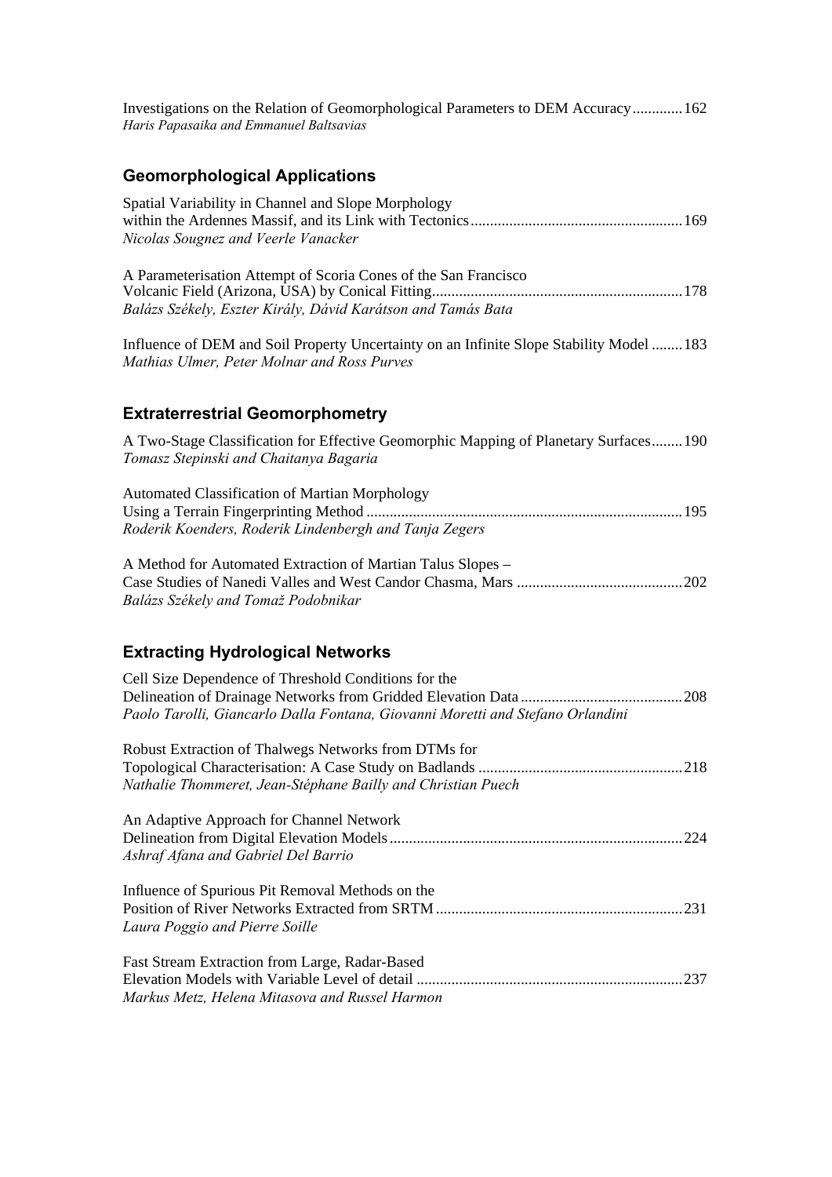Investigations on the Relation of Geomorphological Parameters to DEM Accuracy ............ 162
*Haris Papasaika and Emmanuel Baltsavias*

## Geomorphological Applications

Spatial Variability in Channel and Slope Morphology
within the Ardennes Massif, and its Link with Tectonics ...................................................... 169
*Nicolas Sougnez and Veerle Vanacker*

A Parameterisation Attempt of Scoria Cones of the San Francisco
Volcanic Field (Arizona, USA) by Conical Fitting................................................................ 178
*Balázs Székely, Eszter Király, Dávid Karátson and Tamás Bata*

Influence of DEM and Soil Property Uncertainty on an Infinite Slope Stability Model ........ 183
*Mathias Ulmer, Peter Molnar and Ross Purves*

## Extraterrestrial Geomorphometry

A Two-Stage Classification for Effective Geomorphic Mapping of Planetary Surfaces........ 190
*Tomasz Stepinski and Chaitanya Bagaria*

Automated Classification of Martian Morphology
Using a Terrain Fingerprinting Method ................................................................................. 195
*Roderik Koenders, Roderik Lindenbergh and Tanja Zegers*

A Method for Automated Extraction of Martian Talus Slopes –
Case Studies of Nanedi Valles and West Candor Chasma, Mars ........................................... 202
*Balázs Székely and Tomaž Podobnikar*

## Extracting Hydrological Networks

Cell Size Dependence of Threshold Conditions for the
Delineation of Drainage Networks from Gridded Elevation Data .......................................... 208
*Paolo Tarolli, Giancarlo Dalla Fontana, Giovanni Moretti and Stefano Orlandini*

Robust Extraction of Thalwegs Networks from DTMs for
Topological Characterisation: A Case Study on Badlands ..................................................... 218
*Nathalie Thommeret, Jean-Stéphane Bailly and Christian Puech*

An Adaptive Approach for Channel Network
Delineation from Digital Elevation Models ........................................................................... 224
*Ashraf Afana and Gabriel Del Barrio*

Influence of Spurious Pit Removal Methods on the
Position of River Networks Extracted from SRTM ............................................................... 231
*Laura Poggio and Pierre Soille*

Fast Stream Extraction from Large, Radar-Based
Elevation Models with Variable Level of detail .................................................................... 237
*Markus Metz, Helena Mitasova and Russel Harmon*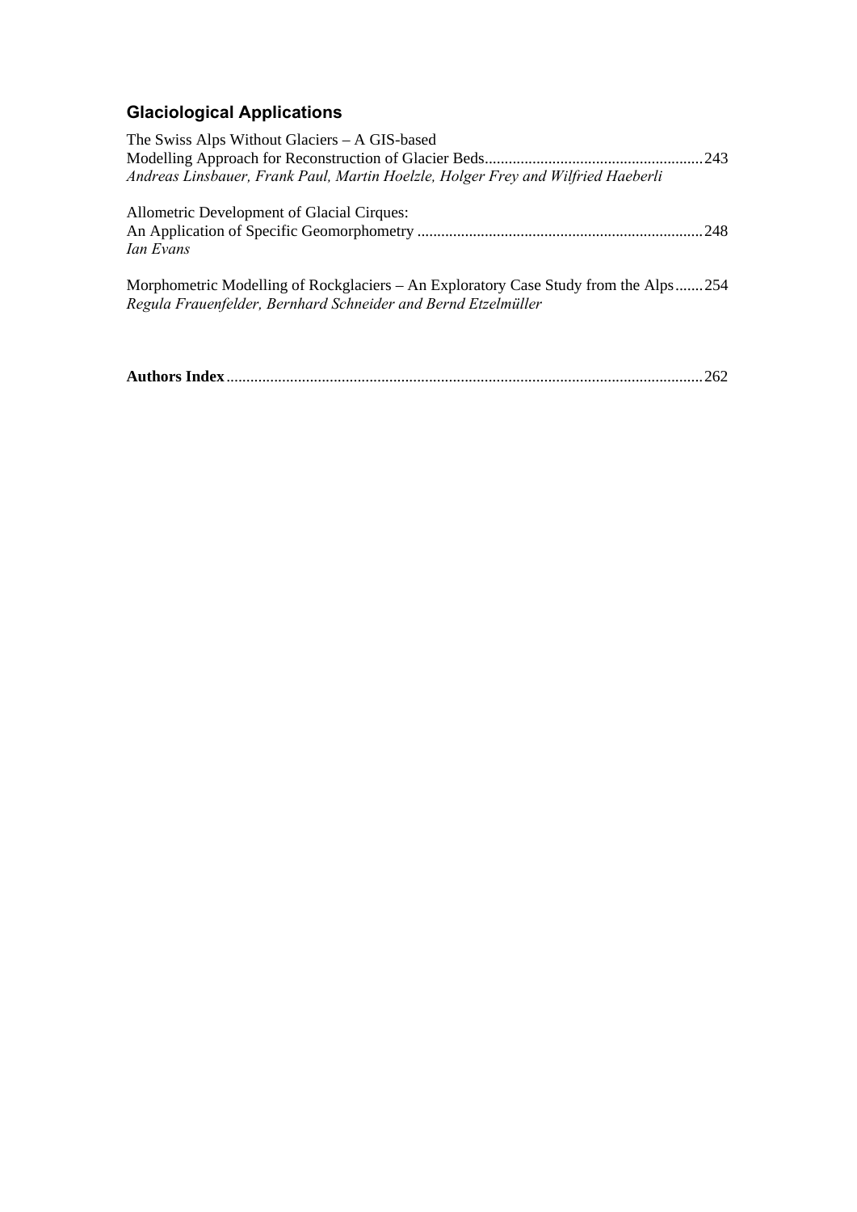## Glaciological Applications

The Swiss Alps Without Glaciers – A GIS-based Modelling Approach for Reconstruction of Glacier Beds....................................................243
*Andreas Linsbauer, Frank Paul, Martin Hoelzle, Holger Frey and Wilfried Haeberli*

Allometric Development of Glacial Cirques: An Application of Specific Geomorphometry ........................................................................248
*Ian Evans*

Morphometric Modelling of Rockglaciers – An Exploratory Case Study from the Alps.......254
*Regula Frauenfelder, Bernhard Schneider and Bernd Etzelmüller*

**Authors Index**........................................................................................................................262